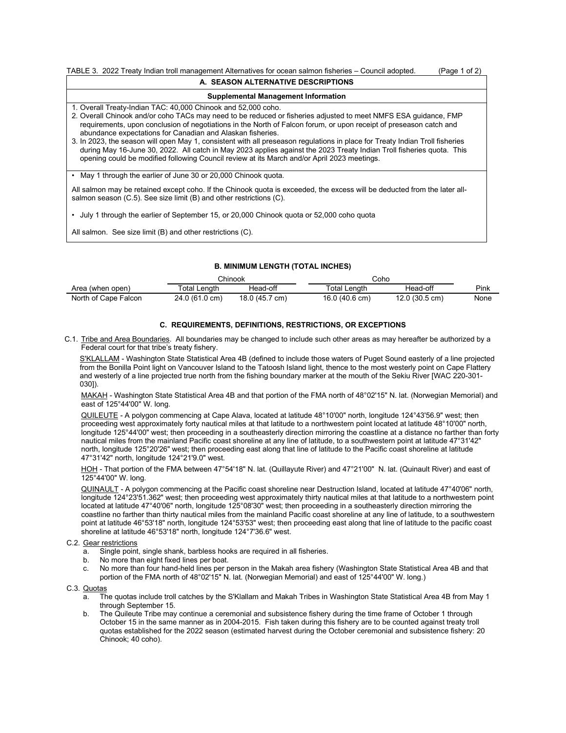TABLE 3. 2022 Treaty Indian troll management Alternatives for ocean salmon fisheries – Council adopted. (Page 1 of 2)

## A. SEASON ALTERNATIVE DESCRIPTIONS

### Supplemental Management Information

1. Overall Treaty-Indian TAC: 40,000 Chinook and 52,000 coho.
2. Overall Chinook and/or coho TACs may need to be reduced or fisheries adjusted to meet NMFS ESA guidance, FMP requirements, upon conclusion of negotiations in the North of Falcon forum, or upon receipt of preseason catch and abundance expectations for Canadian and Alaskan fisheries.
3. In 2023, the season will open May 1, consistent with all preseason regulations in place for Treaty Indian Troll fisheries during May 16-June 30, 2022. All catch in May 2023 applies against the 2023 Treaty Indian Troll fisheries quota. This opening could be modified following Council review at its March and/or April 2023 meetings.

- May 1 through the earlier of June 30 or 20,000 Chinook quota.

All salmon may be retained except coho. If the Chinook quota is exceeded, the excess will be deducted from the later all-salmon season (C.5). See size limit (B) and other restrictions (C).

- July 1 through the earlier of September 15, or 20,000 Chinook quota or 52,000 coho quota

All salmon. See size limit (B) and other restrictions (C).

## B. MINIMUM LENGTH (TOTAL INCHES)

| | Chinook | | Coho | | |
|---|---|---|---|---|---|
| Area (when open) | Total Length | Head-off | Total Length | Head-off | Pink |
| North of Cape Falcon | 24.0 (61.0 cm) | 18.0 (45.7 cm) | 16.0 (40.6 cm) | 12.0 (30.5 cm) | None |

## C. REQUIREMENTS, DEFINITIONS, RESTRICTIONS, OR EXCEPTIONS

C.1. Tribe and Area Boundaries. All boundaries may be changed to include such other areas as may hereafter be authorized by a Federal court for that tribe's treaty fishery.

S'KLALLAM - Washington State Statistical Area 4B (defined to include those waters of Puget Sound easterly of a line projected from the Bonilla Point light on Vancouver Island to the Tatoosh Island light, thence to the most westerly point on Cape Flattery and westerly of a line projected true north from the fishing boundary marker at the mouth of the Sekiu River [WAC 220-301-030]).

MAKAH - Washington State Statistical Area 4B and that portion of the FMA north of 48°02'15" N. lat. (Norwegian Memorial) and east of 125°44'00" W. long.

QUILEUTE - A polygon commencing at Cape Alava, located at latitude 48°10'00" north, longitude 124°43'56.9" west; then proceeding west approximately forty nautical miles at that latitude to a northwestern point located at latitude 48°10'00" north, longitude 125°44'00" west; then proceeding in a southeasterly direction mirroring the coastline at a distance no farther than forty nautical miles from the mainland Pacific coast shoreline at any line of latitude, to a southwestern point at latitude 47°31'42" north, longitude 125°20'26" west; then proceeding east along that line of latitude to the Pacific coast shoreline at latitude 47°31'42" north, longitude 124°21'9.0" west.

HOH - That portion of the FMA between 47°54'18" N. lat. (Quillayute River) and 47°21'00" N. lat. (Quinault River) and east of 125°44'00" W. long.

QUINAULT - A polygon commencing at the Pacific coast shoreline near Destruction Island, located at latitude 47°40'06" north, longitude 124°23'51.362" west; then proceeding west approximately thirty nautical miles at that latitude to a northwestern point located at latitude 47°40'06" north, longitude 125°08'30" west; then proceeding in a southeasterly direction mirroring the coastline no farther than thirty nautical miles from the mainland Pacific coast shoreline at any line of latitude, to a southwestern point at latitude 46°53'18" north, longitude 124°53'53" west; then proceeding east along that line of latitude to the pacific coast shoreline at latitude 46°53'18" north, longitude 124°7'36.6" west.

C.2. Gear restrictions

a. Single point, single shank, barbless hooks are required in all fisheries.
b. No more than eight fixed lines per boat.
c. No more than four hand-held lines per person in the Makah area fishery (Washington State Statistical Area 4B and that portion of the FMA north of 48°02'15" N. lat. (Norwegian Memorial) and east of 125°44'00" W. long.)

C.3. Quotas

a. The quotas include troll catches by the S'Klallam and Makah Tribes in Washington State Statistical Area 4B from May 1 through September 15.
b. The Quileute Tribe may continue a ceremonial and subsistence fishery during the time frame of October 1 through October 15 in the same manner as in 2004-2015. Fish taken during this fishery are to be counted against treaty troll quotas established for the 2022 season (estimated harvest during the October ceremonial and subsistence fishery: 20 Chinook; 40 coho).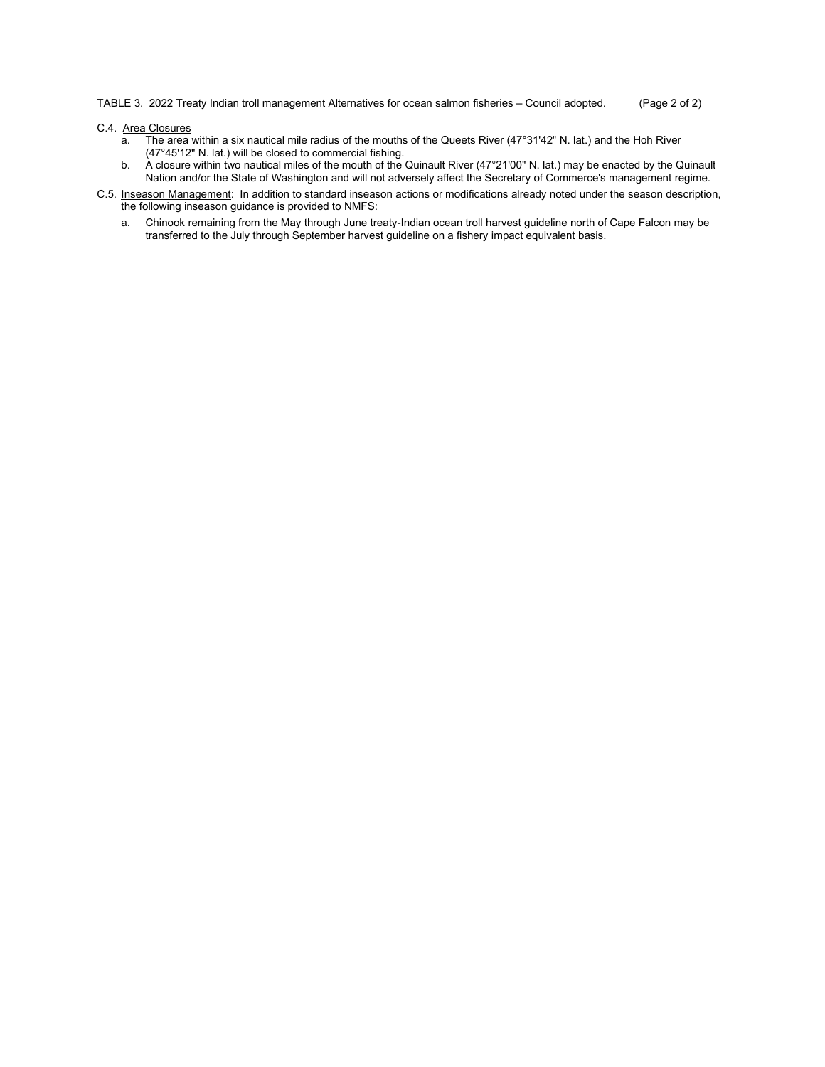TABLE 3. 2022 Treaty Indian troll management Alternatives for ocean salmon fisheries – Council adopted. (Page 2 of 2)

C.4. <u>Area Closures</u>

a. The area within a six nautical mile radius of the mouths of the Queets River (47°31'42" N. lat.) and the Hoh River (47°45'12" N. lat.) will be closed to commercial fishing.

b. A closure within two nautical miles of the mouth of the Quinault River (47°21'00" N. lat.) may be enacted by the Quinault Nation and/or the State of Washington and will not adversely affect the Secretary of Commerce's management regime.

C.5. <u>Inseason Management</u>: In addition to standard inseason actions or modifications already noted under the season description, the following inseason guidance is provided to NMFS:

a. Chinook remaining from the May through June treaty-Indian ocean troll harvest guideline north of Cape Falcon may be transferred to the July through September harvest guideline on a fishery impact equivalent basis.